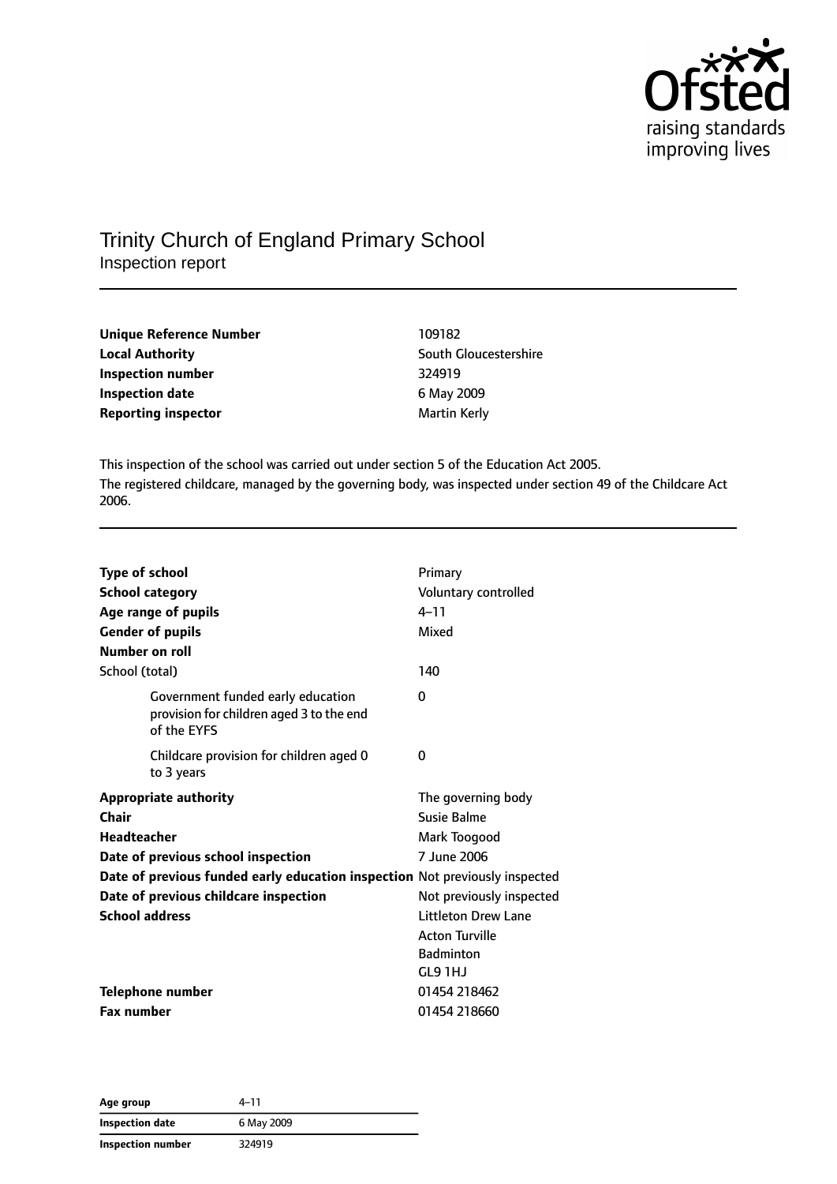# Trinity Church of England Primary School

Inspection report

| | |
|---|---|
| **Unique Reference Number** | 109182 |
| **Local Authority** | South Gloucestershire |
| **Inspection number** | 324919 |
| **Inspection date** | 6 May 2009 |
| **Reporting inspector** | Martin Kerly |

This inspection of the school was carried out under section 5 of the Education Act 2005.

The registered childcare, managed by the governing body, was inspected under section 49 of the Childcare Act 2006.

| | |
|---|---|
| **Type of school** | Primary |
| **School category** | Voluntary controlled |
| **Age range of pupils** | 4–11 |
| **Gender of pupils** | Mixed |
| **Number on roll** | |
| School (total) | 140 |
| Government funded early education provision for children aged 3 to the end of the EYFS | 0 |
| Childcare provision for children aged 0 to 3 years | 0 |
| **Appropriate authority** | The governing body |
| **Chair** | Susie Balme |
| **Headteacher** | Mark Toogood |
| **Date of previous school inspection** | 7 June 2006 |
| **Date of previous funded early education inspection** | Not previously inspected |
| **Date of previous childcare inspection** | Not previously inspected |
| **School address** | Littleton Drew Lane<br>Acton Turville<br>Badminton<br>GL9 1HJ |
| **Telephone number** | 01454 218462 |
| **Fax number** | 01454 218660 |

| | |
|---|---|
| **Age group** | 4–11 |
| **Inspection date** | 6 May 2009 |
| **Inspection number** | 324919 |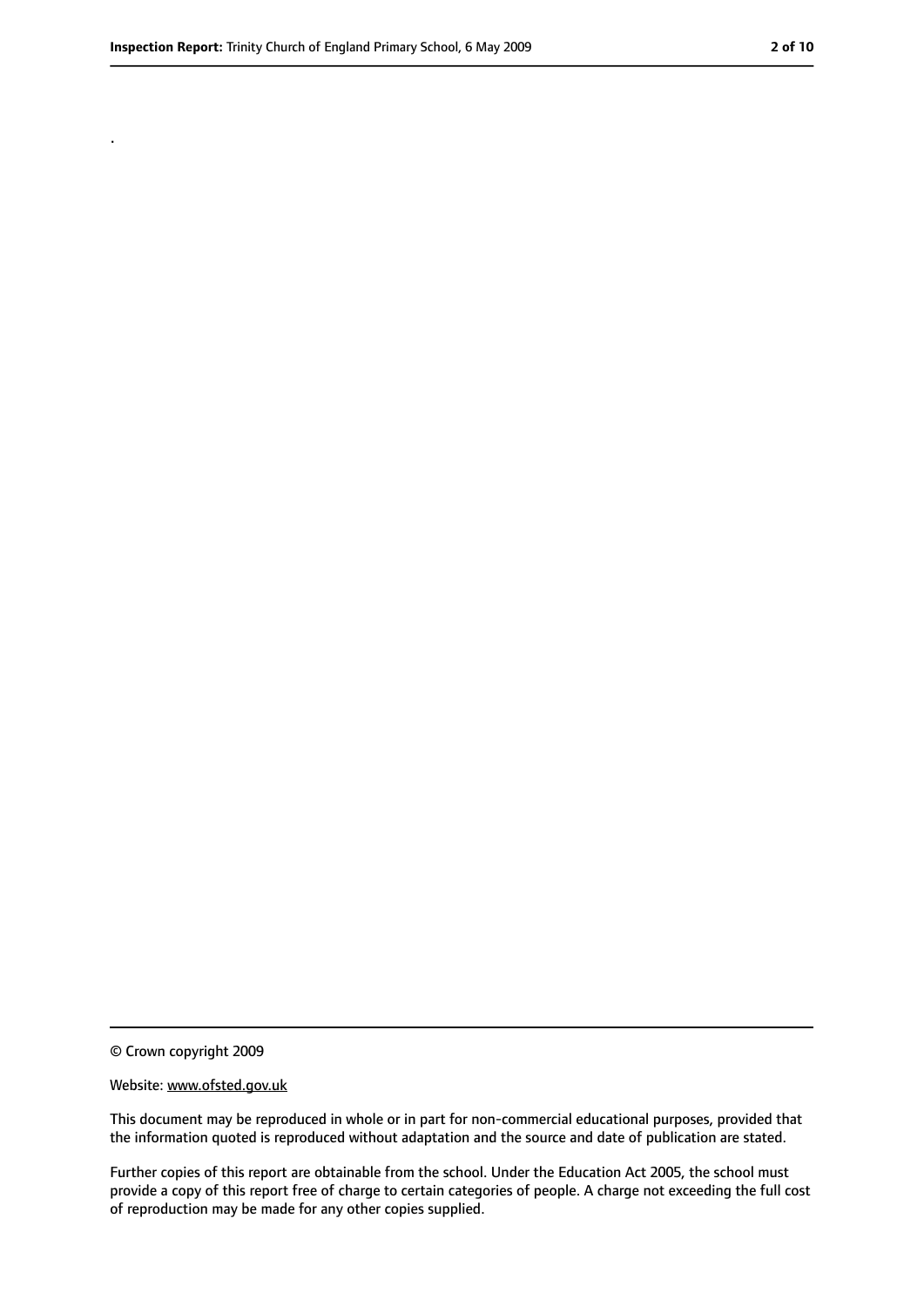.

© Crown copyright 2009

Website: www.ofsted.gov.uk

This document may be reproduced in whole or in part for non-commercial educational purposes, provided that the information quoted is reproduced without adaptation and the source and date of publication are stated.

Further copies of this report are obtainable from the school. Under the Education Act 2005, the school must provide a copy of this report free of charge to certain categories of people. A charge not exceeding the full cost of reproduction may be made for any other copies supplied.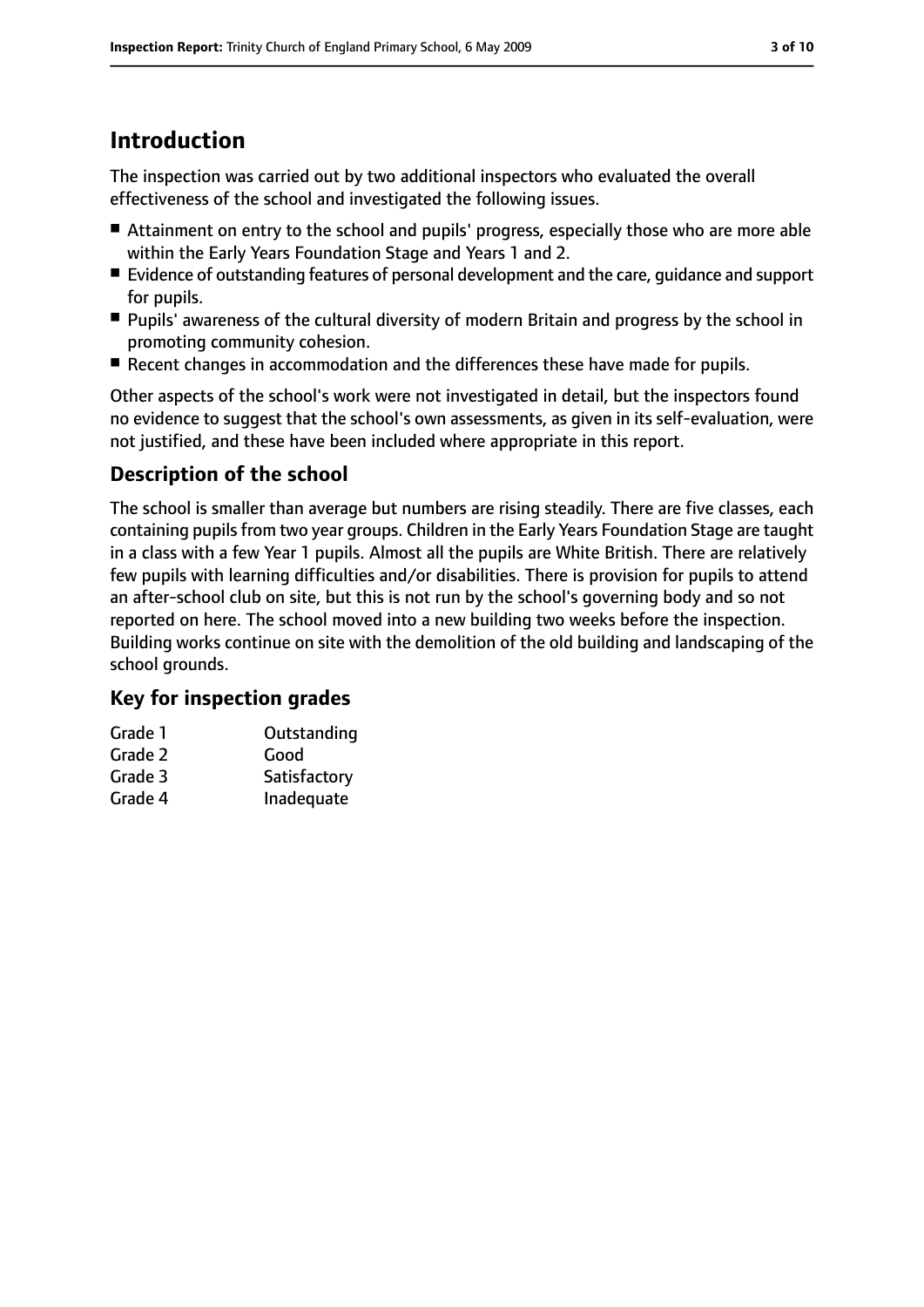# Introduction

The inspection was carried out by two additional inspectors who evaluated the overall effectiveness of the school and investigated the following issues.

- Attainment on entry to the school and pupils' progress, especially those who are more able within the Early Years Foundation Stage and Years 1 and 2.
- Evidence of outstanding features of personal development and the care, guidance and support for pupils.
- Pupils' awareness of the cultural diversity of modern Britain and progress by the school in promoting community cohesion.
- Recent changes in accommodation and the differences these have made for pupils.

Other aspects of the school's work were not investigated in detail, but the inspectors found no evidence to suggest that the school's own assessments, as given in its self-evaluation, were not justified, and these have been included where appropriate in this report.

## Description of the school

The school is smaller than average but numbers are rising steadily. There are five classes, each containing pupils from two year groups. Children in the Early Years Foundation Stage are taught in a class with a few Year 1 pupils. Almost all the pupils are White British. There are relatively few pupils with learning difficulties and/or disabilities. There is provision for pupils to attend an after-school club on site, but this is not run by the school's governing body and so not reported on here. The school moved into a new building two weeks before the inspection. Building works continue on site with the demolition of the old building and landscaping of the school grounds.

## Key for inspection grades

| | |
|---|---|
| Grade 1 | Outstanding |
| Grade 2 | Good |
| Grade 3 | Satisfactory |
| Grade 4 | Inadequate |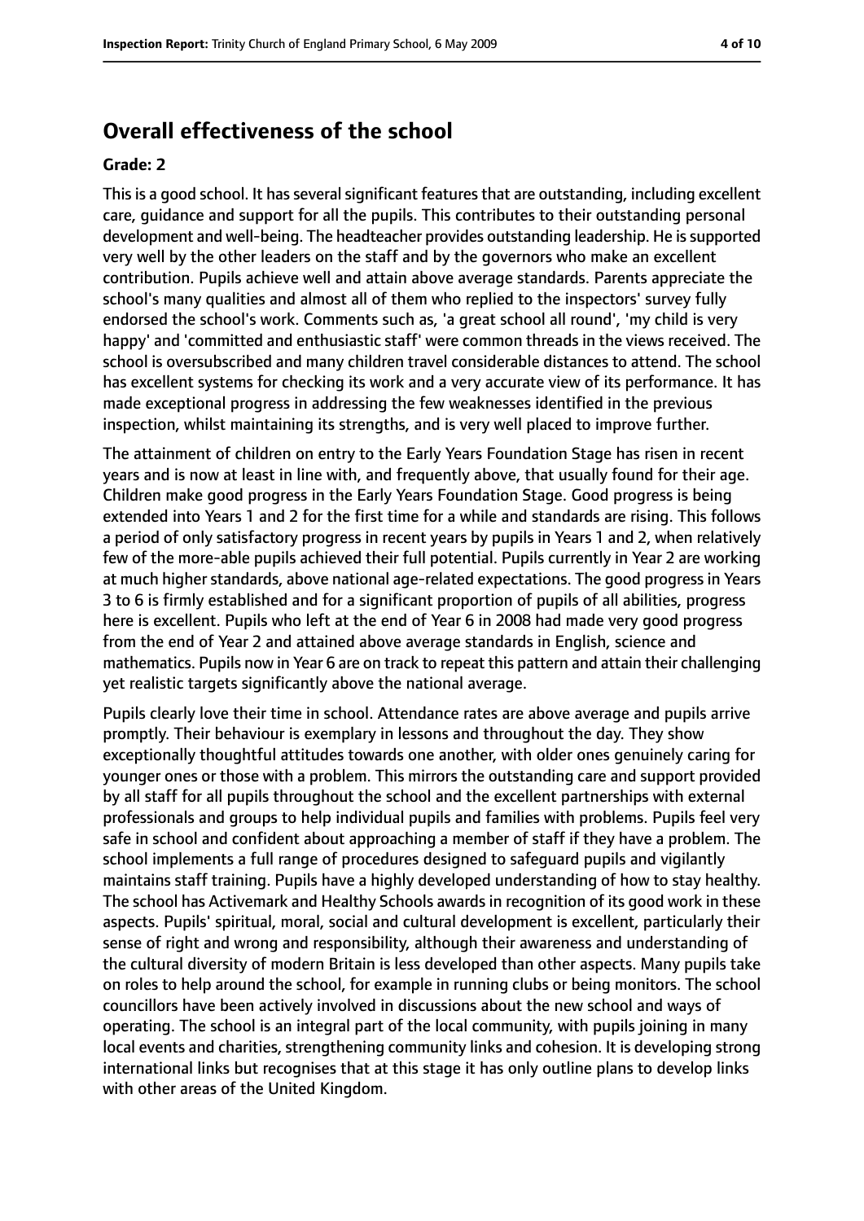## Overall effectiveness of the school

### Grade: 2

This is a good school. It has several significant features that are outstanding, including excellent care, guidance and support for all the pupils. This contributes to their outstanding personal development and well-being. The headteacher provides outstanding leadership. He is supported very well by the other leaders on the staff and by the governors who make an excellent contribution. Pupils achieve well and attain above average standards. Parents appreciate the school's many qualities and almost all of them who replied to the inspectors' survey fully endorsed the school's work. Comments such as, 'a great school all round', 'my child is very happy' and 'committed and enthusiastic staff' were common threads in the views received. The school is oversubscribed and many children travel considerable distances to attend. The school has excellent systems for checking its work and a very accurate view of its performance. It has made exceptional progress in addressing the few weaknesses identified in the previous inspection, whilst maintaining its strengths, and is very well placed to improve further.

The attainment of children on entry to the Early Years Foundation Stage has risen in recent years and is now at least in line with, and frequently above, that usually found for their age. Children make good progress in the Early Years Foundation Stage. Good progress is being extended into Years 1 and 2 for the first time for a while and standards are rising. This follows a period of only satisfactory progress in recent years by pupils in Years 1 and 2, when relatively few of the more-able pupils achieved their full potential. Pupils currently in Year 2 are working at much higher standards, above national age-related expectations. The good progress in Years 3 to 6 is firmly established and for a significant proportion of pupils of all abilities, progress here is excellent. Pupils who left at the end of Year 6 in 2008 had made very good progress from the end of Year 2 and attained above average standards in English, science and mathematics. Pupils now in Year 6 are on track to repeat this pattern and attain their challenging yet realistic targets significantly above the national average.

Pupils clearly love their time in school. Attendance rates are above average and pupils arrive promptly. Their behaviour is exemplary in lessons and throughout the day. They show exceptionally thoughtful attitudes towards one another, with older ones genuinely caring for younger ones or those with a problem. This mirrors the outstanding care and support provided by all staff for all pupils throughout the school and the excellent partnerships with external professionals and groups to help individual pupils and families with problems. Pupils feel very safe in school and confident about approaching a member of staff if they have a problem. The school implements a full range of procedures designed to safeguard pupils and vigilantly maintains staff training. Pupils have a highly developed understanding of how to stay healthy. The school has Activemark and Healthy Schools awards in recognition of its good work in these aspects. Pupils' spiritual, moral, social and cultural development is excellent, particularly their sense of right and wrong and responsibility, although their awareness and understanding of the cultural diversity of modern Britain is less developed than other aspects. Many pupils take on roles to help around the school, for example in running clubs or being monitors. The school councillors have been actively involved in discussions about the new school and ways of operating. The school is an integral part of the local community, with pupils joining in many local events and charities, strengthening community links and cohesion. It is developing strong international links but recognises that at this stage it has only outline plans to develop links with other areas of the United Kingdom.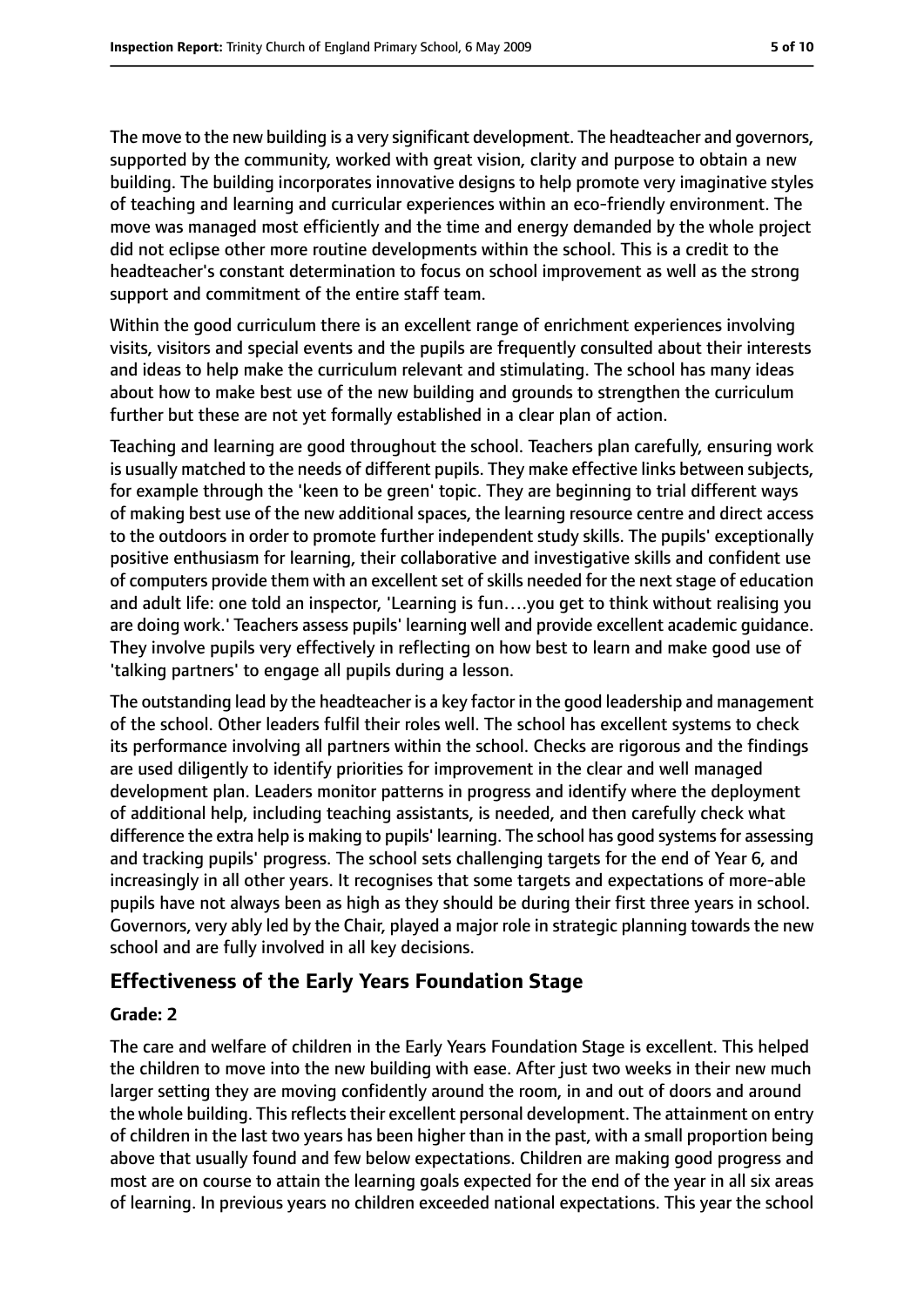The move to the new building is a very significant development. The headteacher and governors, supported by the community, worked with great vision, clarity and purpose to obtain a new building. The building incorporates innovative designs to help promote very imaginative styles of teaching and learning and curricular experiences within an eco-friendly environment. The move was managed most efficiently and the time and energy demanded by the whole project did not eclipse other more routine developments within the school. This is a credit to the headteacher's constant determination to focus on school improvement as well as the strong support and commitment of the entire staff team.

Within the good curriculum there is an excellent range of enrichment experiences involving visits, visitors and special events and the pupils are frequently consulted about their interests and ideas to help make the curriculum relevant and stimulating. The school has many ideas about how to make best use of the new building and grounds to strengthen the curriculum further but these are not yet formally established in a clear plan of action.

Teaching and learning are good throughout the school. Teachers plan carefully, ensuring work is usually matched to the needs of different pupils. They make effective links between subjects, for example through the 'keen to be green' topic. They are beginning to trial different ways of making best use of the new additional spaces, the learning resource centre and direct access to the outdoors in order to promote further independent study skills. The pupils' exceptionally positive enthusiasm for learning, their collaborative and investigative skills and confident use of computers provide them with an excellent set of skills needed for the next stage of education and adult life: one told an inspector, 'Learning is fun….you get to think without realising you are doing work.' Teachers assess pupils' learning well and provide excellent academic guidance. They involve pupils very effectively in reflecting on how best to learn and make good use of 'talking partners' to engage all pupils during a lesson.

The outstanding lead by the headteacher is a key factor in the good leadership and management of the school. Other leaders fulfil their roles well. The school has excellent systems to check its performance involving all partners within the school. Checks are rigorous and the findings are used diligently to identify priorities for improvement in the clear and well managed development plan. Leaders monitor patterns in progress and identify where the deployment of additional help, including teaching assistants, is needed, and then carefully check what difference the extra help is making to pupils' learning. The school has good systems for assessing and tracking pupils' progress. The school sets challenging targets for the end of Year 6, and increasingly in all other years. It recognises that some targets and expectations of more-able pupils have not always been as high as they should be during their first three years in school. Governors, very ably led by the Chair, played a major role in strategic planning towards the new school and are fully involved in all key decisions.

## Effectiveness of the Early Years Foundation Stage

**Grade: 2**

The care and welfare of children in the Early Years Foundation Stage is excellent. This helped the children to move into the new building with ease. After just two weeks in their new much larger setting they are moving confidently around the room, in and out of doors and around the whole building. This reflects their excellent personal development. The attainment on entry of children in the last two years has been higher than in the past, with a small proportion being above that usually found and few below expectations. Children are making good progress and most are on course to attain the learning goals expected for the end of the year in all six areas of learning. In previous years no children exceeded national expectations. This year the school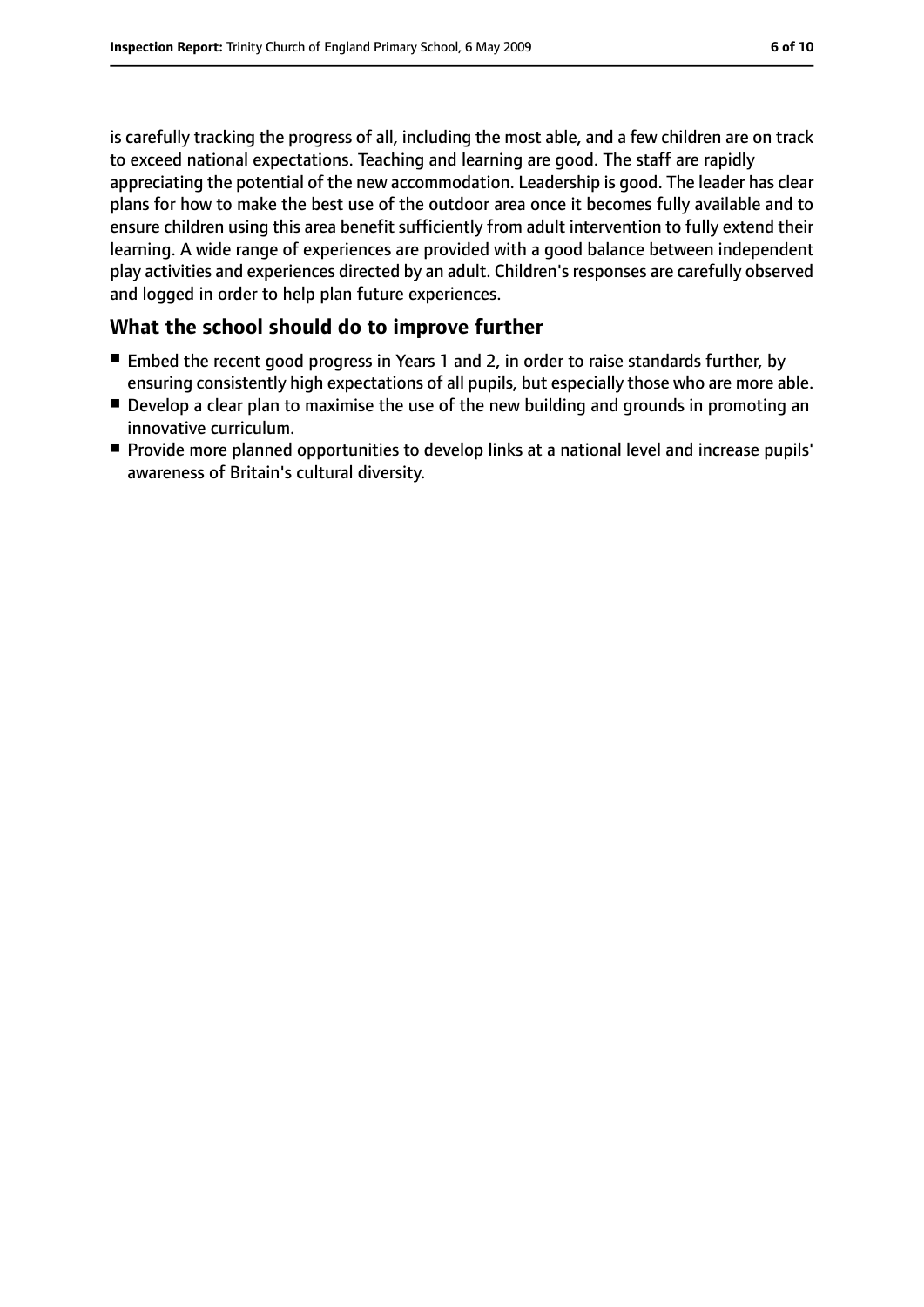is carefully tracking the progress of all, including the most able, and a few children are on track to exceed national expectations. Teaching and learning are good. The staff are rapidly appreciating the potential of the new accommodation. Leadership is good. The leader has clear plans for how to make the best use of the outdoor area once it becomes fully available and to ensure children using this area benefit sufficiently from adult intervention to fully extend their learning. A wide range of experiences are provided with a good balance between independent play activities and experiences directed by an adult. Children's responses are carefully observed and logged in order to help plan future experiences.

## What the school should do to improve further

- Embed the recent good progress in Years 1 and 2, in order to raise standards further, by ensuring consistently high expectations of all pupils, but especially those who are more able.
- Develop a clear plan to maximise the use of the new building and grounds in promoting an innovative curriculum.
- Provide more planned opportunities to develop links at a national level and increase pupils' awareness of Britain's cultural diversity.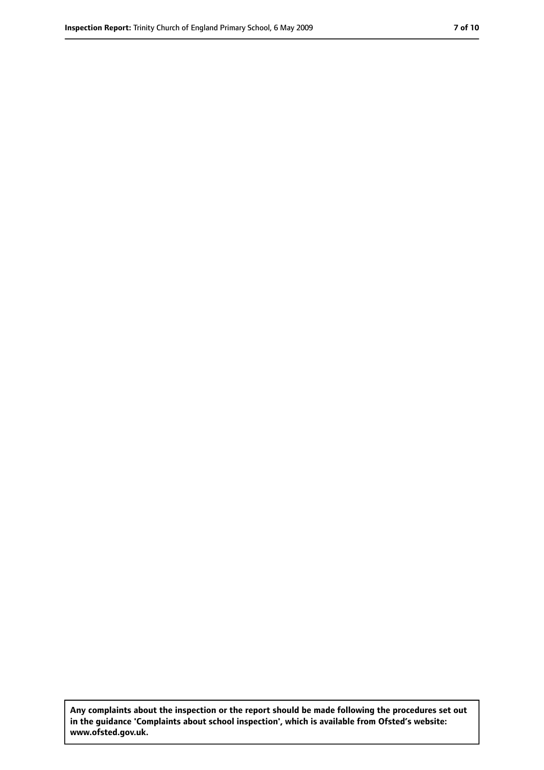**Any complaints about the inspection or the report should be made following the procedures set out in the guidance 'Complaints about school inspection', which is available from Ofsted's website: www.ofsted.gov.uk.**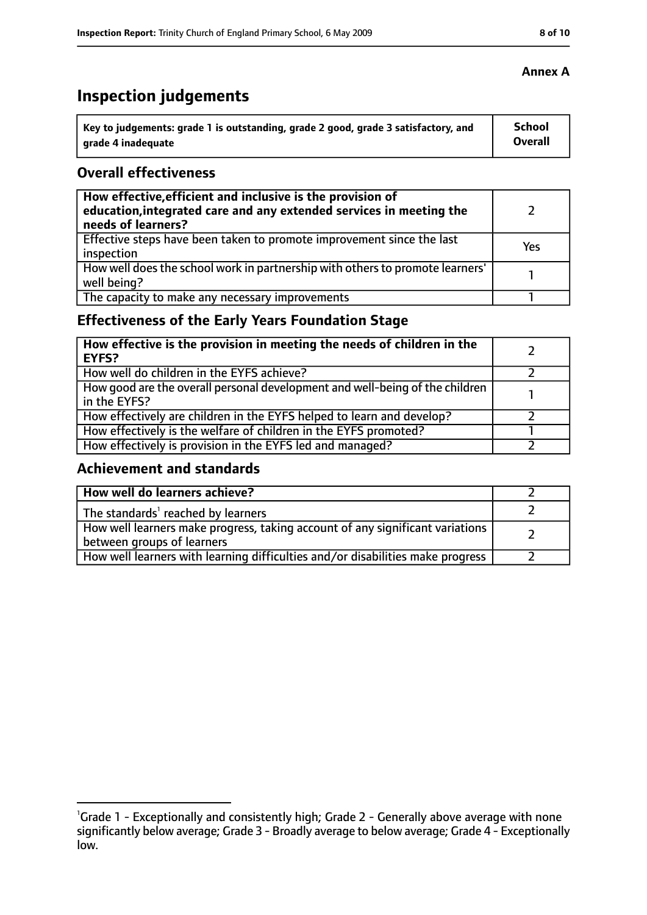**Annex A**

# Inspection judgements

| Key to judgements: grade 1 is outstanding, grade 2 good, grade 3 satisfactory, and grade 4 inadequate | School Overall |
|---|---|

## Overall effectiveness

| | |
|---|---|
| **How effective, efficient and inclusive is the provision of education, integrated care and any extended services in meeting the needs of learners?** | 2 |
| Effective steps have been taken to promote improvement since the last inspection | Yes |
| How well does the school work in partnership with others to promote learners' well being? | 1 |
| The capacity to make any necessary improvements | 1 |

## Effectiveness of the Early Years Foundation Stage

| | |
|---|---|
| **How effective is the provision in meeting the needs of children in the EYFS?** | 2 |
| How well do children in the EYFS achieve? | 2 |
| How good are the overall personal development and well-being of the children in the EYFS? | 1 |
| How effectively are children in the EYFS helped to learn and develop? | 2 |
| How effectively is the welfare of children in the EYFS promoted? | 1 |
| How effectively is provision in the EYFS led and managed? | 2 |

## Achievement and standards

| | |
|---|---|
| **How well do learners achieve?** | 2 |
| The standards[1] reached by learners | 2 |
| How well learners make progress, taking account of any significant variations between groups of learners | 2 |
| How well learners with learning difficulties and/or disabilities make progress | 2 |

[1]Grade 1 - Exceptionally and consistently high; Grade 2 - Generally above average with none significantly below average; Grade 3 - Broadly average to below average; Grade 4 - Exceptionally low.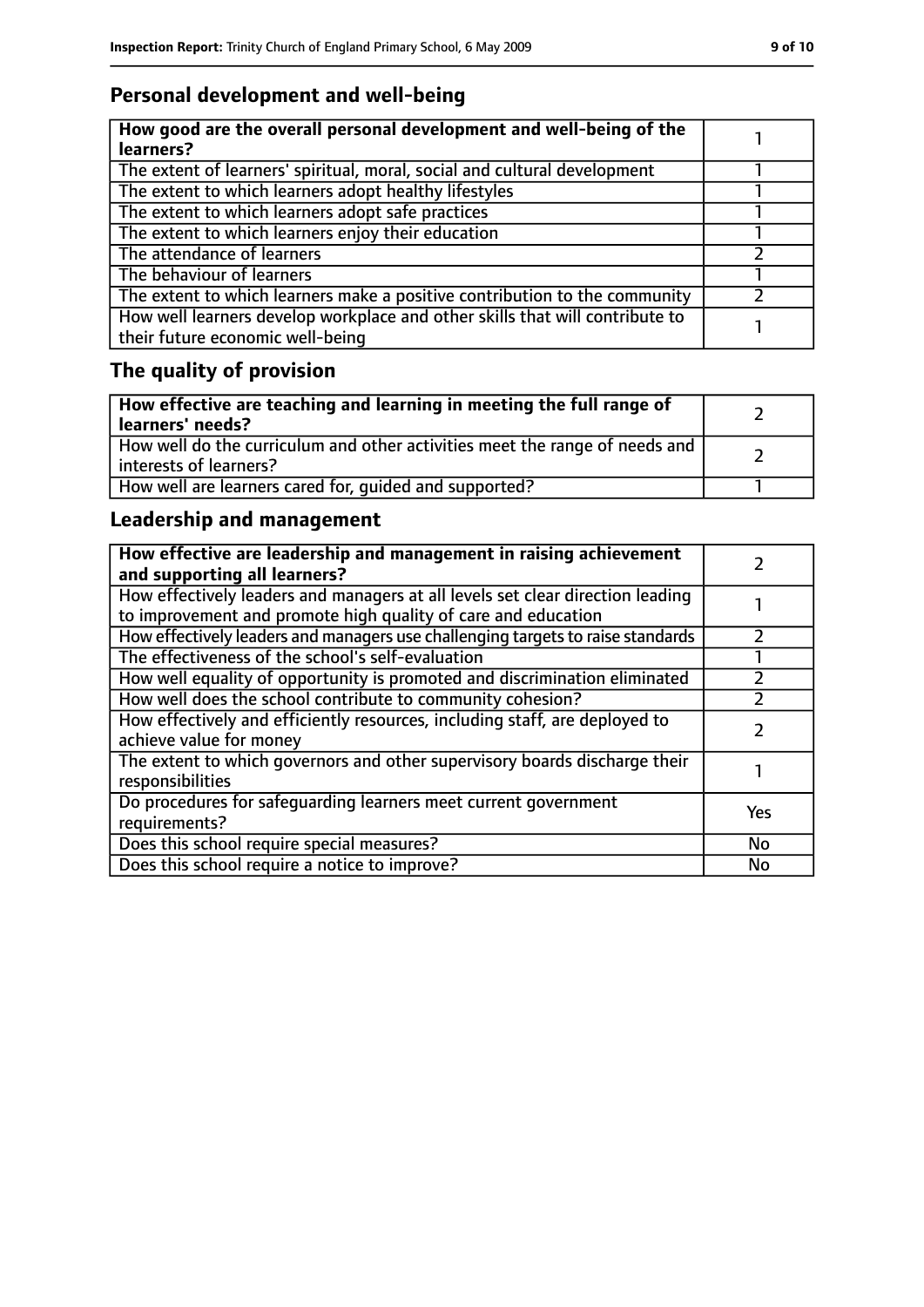## Personal development and well-being

| **How good are the overall personal development and well-being of the learners?** | 1 |
|---|---|
| The extent of learners' spiritual, moral, social and cultural development | 1 |
| The extent to which learners adopt healthy lifestyles | 1 |
| The extent to which learners adopt safe practices | 1 |
| The extent to which learners enjoy their education | 1 |
| The attendance of learners | 2 |
| The behaviour of learners | 1 |
| The extent to which learners make a positive contribution to the community | 2 |
| How well learners develop workplace and other skills that will contribute to their future economic well-being | 1 |

## The quality of provision

| **How effective are teaching and learning in meeting the full range of learners' needs?** | 2 |
|---|---|
| How well do the curriculum and other activities meet the range of needs and interests of learners? | 2 |
| How well are learners cared for, guided and supported? | 1 |

## Leadership and management

| **How effective are leadership and management in raising achievement and supporting all learners?** | 2 |
|---|---|
| How effectively leaders and managers at all levels set clear direction leading to improvement and promote high quality of care and education | 1 |
| How effectively leaders and managers use challenging targets to raise standards | 2 |
| The effectiveness of the school's self-evaluation | 1 |
| How well equality of opportunity is promoted and discrimination eliminated | 2 |
| How well does the school contribute to community cohesion? | 2 |
| How effectively and efficiently resources, including staff, are deployed to achieve value for money | 2 |
| The extent to which governors and other supervisory boards discharge their responsibilities | 1 |
| Do procedures for safeguarding learners meet current government requirements? | Yes |
| Does this school require special measures? | No |
| Does this school require a notice to improve? | No |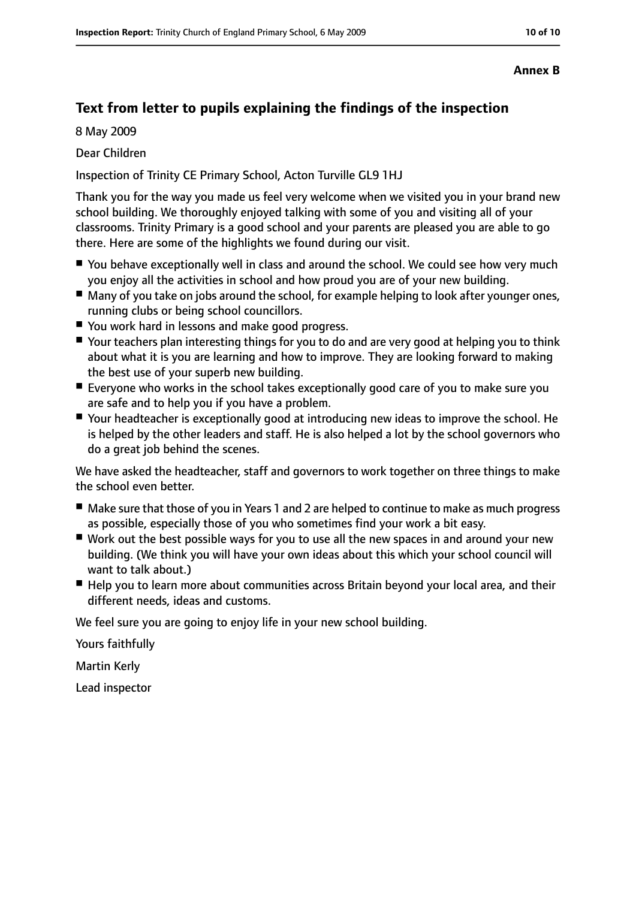**Annex B**

## Text from letter to pupils explaining the findings of the inspection

8 May 2009

Dear Children

Inspection of Trinity CE Primary School, Acton Turville GL9 1HJ

Thank you for the way you made us feel very welcome when we visited you in your brand new school building. We thoroughly enjoyed talking with some of you and visiting all of your classrooms. Trinity Primary is a good school and your parents are pleased you are able to go there. Here are some of the highlights we found during our visit.

- You behave exceptionally well in class and around the school. We could see how very much you enjoy all the activities in school and how proud you are of your new building.
- Many of you take on jobs around the school, for example helping to look after younger ones, running clubs or being school councillors.
- You work hard in lessons and make good progress.
- Your teachers plan interesting things for you to do and are very good at helping you to think about what it is you are learning and how to improve. They are looking forward to making the best use of your superb new building.
- Everyone who works in the school takes exceptionally good care of you to make sure you are safe and to help you if you have a problem.
- Your headteacher is exceptionally good at introducing new ideas to improve the school. He is helped by the other leaders and staff. He is also helped a lot by the school governors who do a great job behind the scenes.

We have asked the headteacher, staff and governors to work together on three things to make the school even better.

- Make sure that those of you in Years 1 and 2 are helped to continue to make as much progress as possible, especially those of you who sometimes find your work a bit easy.
- Work out the best possible ways for you to use all the new spaces in and around your new building. (We think you will have your own ideas about this which your school council will want to talk about.)
- Help you to learn more about communities across Britain beyond your local area, and their different needs, ideas and customs.

We feel sure you are going to enjoy life in your new school building.

Yours faithfully

Martin Kerly

Lead inspector